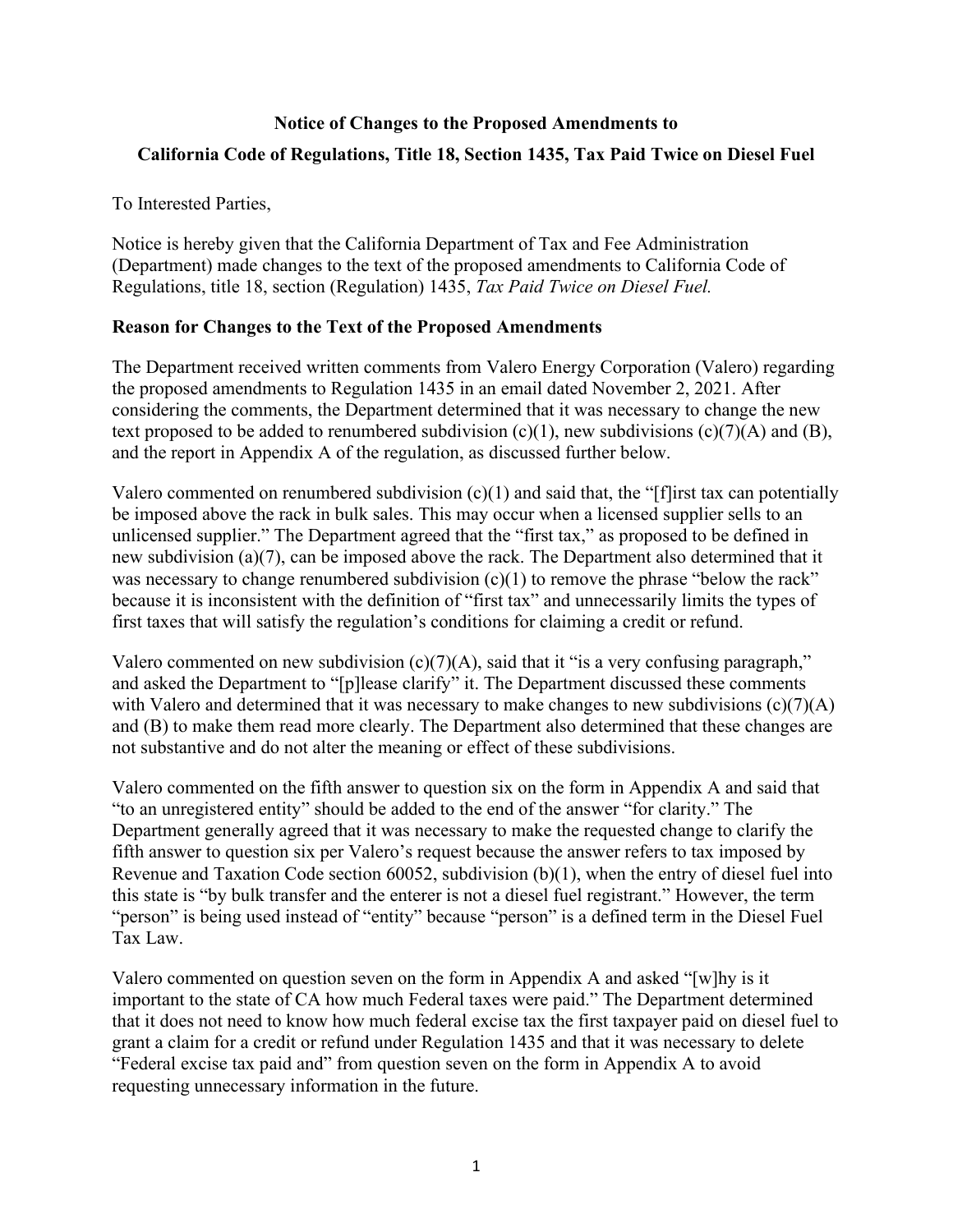**Notice of Changes to the Proposed Amendments to**

**California Code of Regulations, Title 18, Section 1435, Tax Paid Twice on Diesel Fuel**

To Interested Parties,

Notice is hereby given that the California Department of Tax and Fee Administration (Department) made changes to the text of the proposed amendments to California Code of Regulations, title 18, section (Regulation) 1435, *Tax Paid Twice on Diesel Fuel.*

**Reason for Changes to the Text of the Proposed Amendments**

The Department received written comments from Valero Energy Corporation (Valero) regarding the proposed amendments to Regulation 1435 in an email dated November 2, 2021. After considering the comments, the Department determined that it was necessary to change the new text proposed to be added to renumbered subdivision (c)(1), new subdivisions (c)(7)(A) and (B), and the report in Appendix A of the regulation, as discussed further below.

Valero commented on renumbered subdivision (c)(1) and said that, the "[f]irst tax can potentially be imposed above the rack in bulk sales. This may occur when a licensed supplier sells to an unlicensed supplier." The Department agreed that the "first tax," as proposed to be defined in new subdivision (a)(7), can be imposed above the rack. The Department also determined that it was necessary to change renumbered subdivision (c)(1) to remove the phrase "below the rack" because it is inconsistent with the definition of "first tax" and unnecessarily limits the types of first taxes that will satisfy the regulation's conditions for claiming a credit or refund.

Valero commented on new subdivision (c)(7)(A), said that it "is a very confusing paragraph," and asked the Department to "[p]lease clarify" it. The Department discussed these comments with Valero and determined that it was necessary to make changes to new subdivisions (c)(7)(A) and (B) to make them read more clearly. The Department also determined that these changes are not substantive and do not alter the meaning or effect of these subdivisions.

Valero commented on the fifth answer to question six on the form in Appendix A and said that "to an unregistered entity" should be added to the end of the answer "for clarity." The Department generally agreed that it was necessary to make the requested change to clarify the fifth answer to question six per Valero's request because the answer refers to tax imposed by Revenue and Taxation Code section 60052, subdivision (b)(1), when the entry of diesel fuel into this state is "by bulk transfer and the enterer is not a diesel fuel registrant." However, the term "person" is being used instead of "entity" because "person" is a defined term in the Diesel Fuel Tax Law.

Valero commented on question seven on the form in Appendix A and asked "[w]hy is it important to the state of CA how much Federal taxes were paid." The Department determined that it does not need to know how much federal excise tax the first taxpayer paid on diesel fuel to grant a claim for a credit or refund under Regulation 1435 and that it was necessary to delete "Federal excise tax paid and" from question seven on the form in Appendix A to avoid requesting unnecessary information in the future.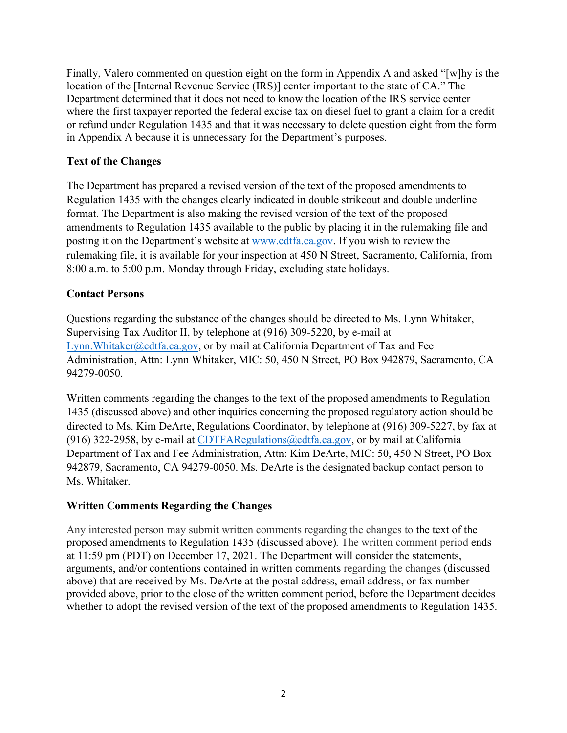Finally, Valero commented on question eight on the form in Appendix A and asked "[w]hy is the location of the [Internal Revenue Service (IRS)] center important to the state of CA." The Department determined that it does not need to know the location of the IRS service center where the first taxpayer reported the federal excise tax on diesel fuel to grant a claim for a credit or refund under Regulation 1435 and that it was necessary to delete question eight from the form in Appendix A because it is unnecessary for the Department's purposes.

**Text of the Changes**

The Department has prepared a revised version of the text of the proposed amendments to Regulation 1435 with the changes clearly indicated in double strikeout and double underline format. The Department is also making the revised version of the text of the proposed amendments to Regulation 1435 available to the public by placing it in the rulemaking file and posting it on the Department's website at www.cdtfa.ca.gov. If you wish to review the rulemaking file, it is available for your inspection at 450 N Street, Sacramento, California, from 8:00 a.m. to 5:00 p.m. Monday through Friday, excluding state holidays.

**Contact Persons**

Questions regarding the substance of the changes should be directed to Ms. Lynn Whitaker, Supervising Tax Auditor II, by telephone at (916) 309-5220, by e-mail at Lynn.Whitaker@cdtfa.ca.gov, or by mail at California Department of Tax and Fee Administration, Attn: Lynn Whitaker, MIC: 50, 450 N Street, PO Box 942879, Sacramento, CA 94279-0050.

Written comments regarding the changes to the text of the proposed amendments to Regulation 1435 (discussed above) and other inquiries concerning the proposed regulatory action should be directed to Ms. Kim DeArte, Regulations Coordinator, by telephone at (916) 309-5227, by fax at (916) 322-2958, by e-mail at CDTFARegulations@cdtfa.ca.gov, or by mail at California Department of Tax and Fee Administration, Attn: Kim DeArte, MIC: 50, 450 N Street, PO Box 942879, Sacramento, CA 94279-0050. Ms. DeArte is the designated backup contact person to Ms. Whitaker.

**Written Comments Regarding the Changes**

Any interested person may submit written comments regarding the changes to the text of the proposed amendments to Regulation 1435 (discussed above). The written comment period ends at 11:59 pm (PDT) on December 17, 2021. The Department will consider the statements, arguments, and/or contentions contained in written comments regarding the changes (discussed above) that are received by Ms. DeArte at the postal address, email address, or fax number provided above, prior to the close of the written comment period, before the Department decides whether to adopt the revised version of the text of the proposed amendments to Regulation 1435.